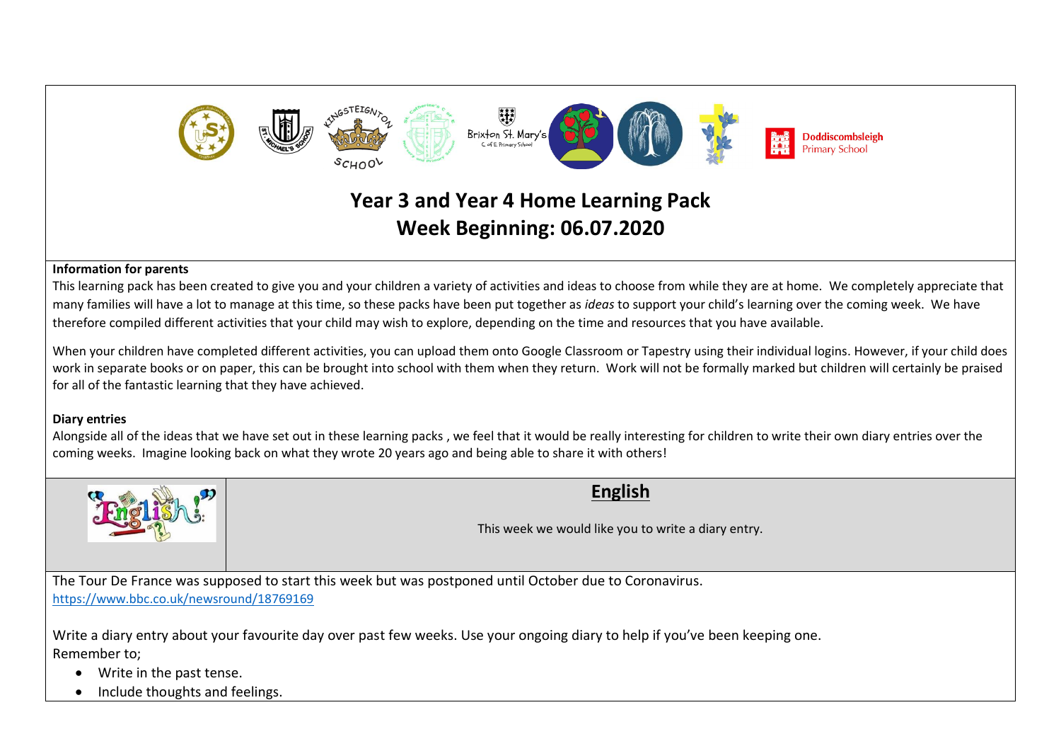Doddiscombsleigh Primary School

# Year 3 and Year 4 Home Learning Pack
# Week Beginning: 06.07.2020

**Information for parents**

This learning pack has been created to give you and your children a variety of activities and ideas to choose from while they are at home. We completely appreciate that many families will have a lot to manage at this time, so these packs have been put together as *ideas* to support your child's learning over the coming week. We have therefore compiled different activities that your child may wish to explore, depending on the time and resources that you have available.

When your children have completed different activities, you can upload them onto Google Classroom or Tapestry using their individual logins. However, if your child does work in separate books or on paper, this can be brought into school with them when they return. Work will not be formally marked but children will certainly be praised for all of the fantastic learning that they have achieved.

**Diary entries**

Alongside all of the ideas that we have set out in these learning packs , we feel that it would be really interesting for children to write their own diary entries over the coming weeks. Imagine looking back on what they wrote 20 years ago and being able to share it with others!

## English

This week we would like you to write a diary entry.

The Tour De France was supposed to start this week but was postponed until October due to Coronavirus.
https://www.bbc.co.uk/newsround/18769169

Write a diary entry about your favourite day over past few weeks. Use your ongoing diary to help if you've been keeping one.
Remember to;

- Write in the past tense.
- Include thoughts and feelings.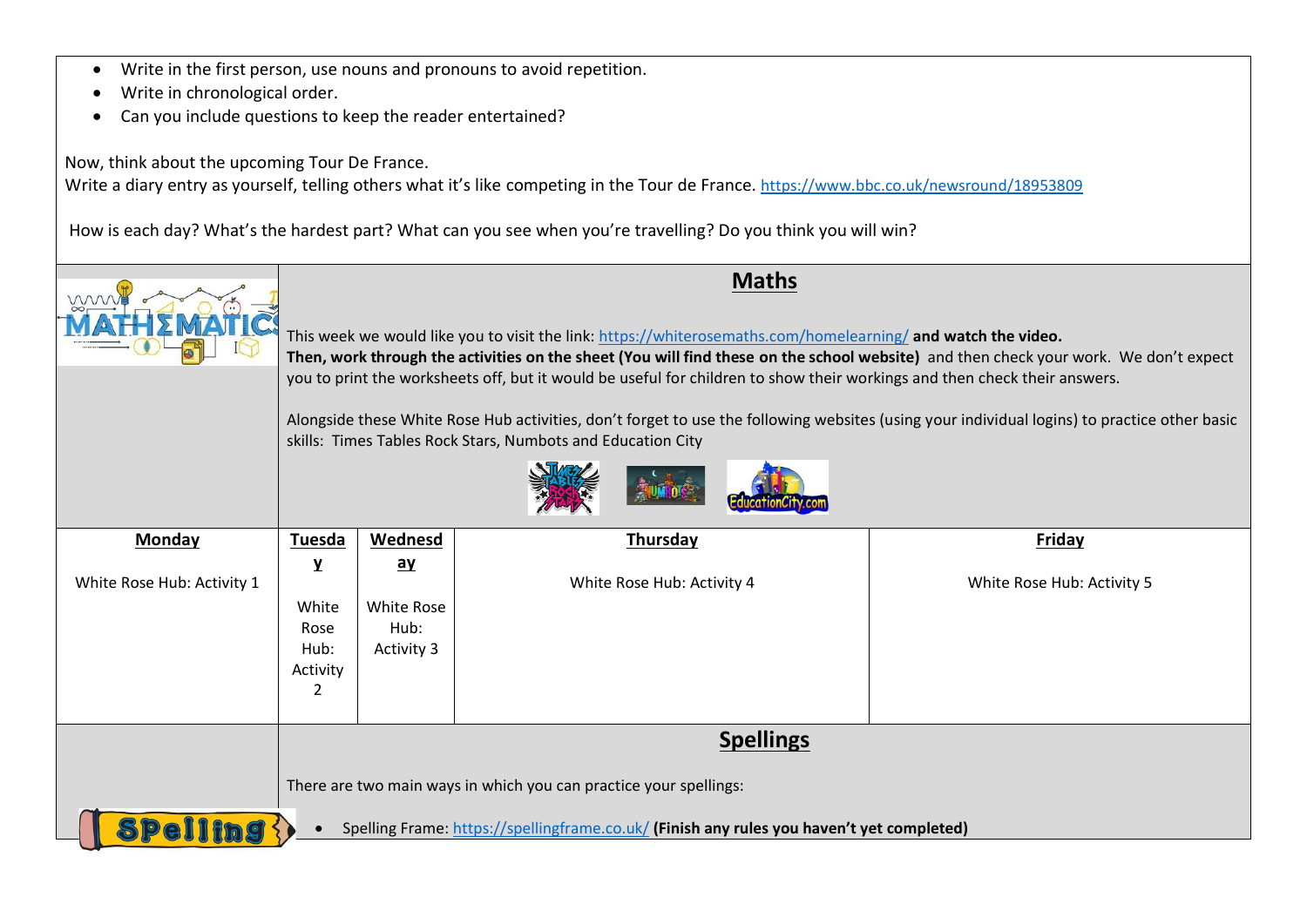- Write in the first person, use nouns and pronouns to avoid repetition.
- Write in chronological order.
- Can you include questions to keep the reader entertained?

Now, think about the upcoming Tour De France.
Write a diary entry as yourself, telling others what it's like competing in the Tour de France. https://www.bbc.co.uk/newsround/18953809

How is each day? What's the hardest part? What can you see when you're travelling? Do you think you will win?

## Maths

This week we would like you to visit the link: https://whiterosemaths.com/homelearning/ **and watch the video.**
**Then, work through the activities on the sheet (You will find these on the school website)** and then check your work. We don't expect you to print the worksheets off, but it would be useful for children to show their workings and then check their answers.

Alongside these White Rose Hub activities, don't forget to use the following websites (using your individual logins) to practice other basic skills: Times Tables Rock Stars, Numbots and Education City

| **Monday** | **Tuesday** | **Wednesday** | **Thursday** | **Friday** |
|---|---|---|---|---|
| White Rose Hub: Activity 1 | White Rose Hub: Activity 2 | White Rose Hub: Activity 3 | White Rose Hub: Activity 4 | White Rose Hub: Activity 5 |

## Spellings

There are two main ways in which you can practice your spellings:

- Spelling Frame: https://spellingframe.co.uk/ **(Finish any rules you haven't yet completed)**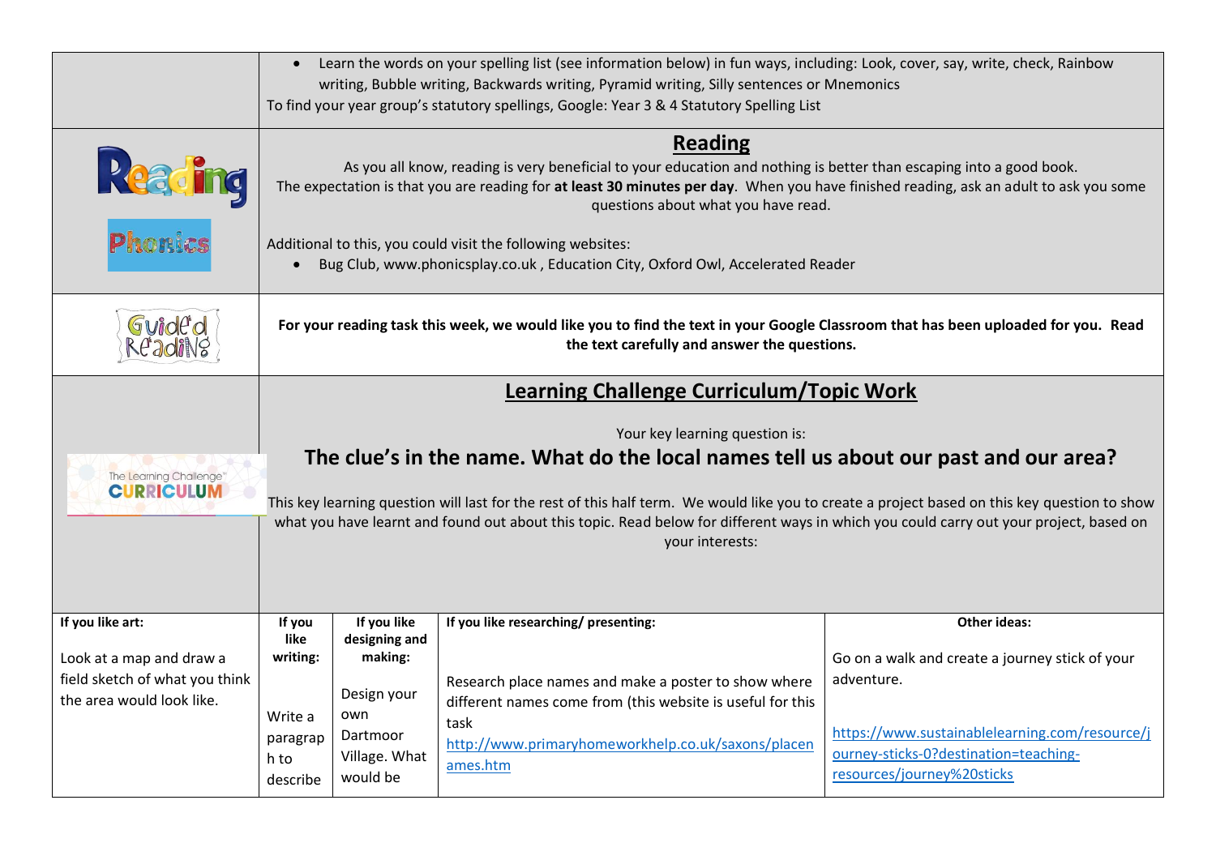- Learn the words on your spelling list (see information below) in fun ways, including: Look, cover, say, write, check, Rainbow writing, Bubble writing, Backwards writing, Pyramid writing, Silly sentences or Mnemonics

To find your year group's statutory spellings, Google: Year 3 & 4 Statutory Spelling List

## Reading

As you all know, reading is very beneficial to your education and nothing is better than escaping into a good book.
The expectation is that you are reading for **at least 30 minutes per day**. When you have finished reading, ask an adult to ask you some questions about what you have read.

Additional to this, you could visit the following websites:

- Bug Club, www.phonicsplay.co.uk , Education City, Oxford Owl, Accelerated Reader

**For your reading task this week, we would like you to find the text in your Google Classroom that has been uploaded for you. Read the text carefully and answer the questions.**

## Learning Challenge Curriculum/Topic Work

Your key learning question is:

### The clue's in the name. What do the local names tell us about our past and our area?

This key learning question will last for the rest of this half term. We would like you to create a project based on this key question to show what you have learnt and found out about this topic. Read below for different ways in which you could carry out your project, based on your interests:

| If you like art: | If you like writing: | If you like designing and making: | If you like researching/ presenting: | Other ideas: |
| --- | --- | --- | --- | --- |
| Look at a map and draw a field sketch of what you think the area would look like. | Write a paragraph to describe | Design your own Dartmoor Village. What would be | Research place names and make a poster to show where different names come from (this website is useful for this task http://www.primaryhomeworkhelp.co.uk/saxons/placenames.htm | Go on a walk and create a journey stick of your adventure. https://www.sustainablelearning.com/resource/journey-sticks-0?destination=teaching-resources/journey%20sticks |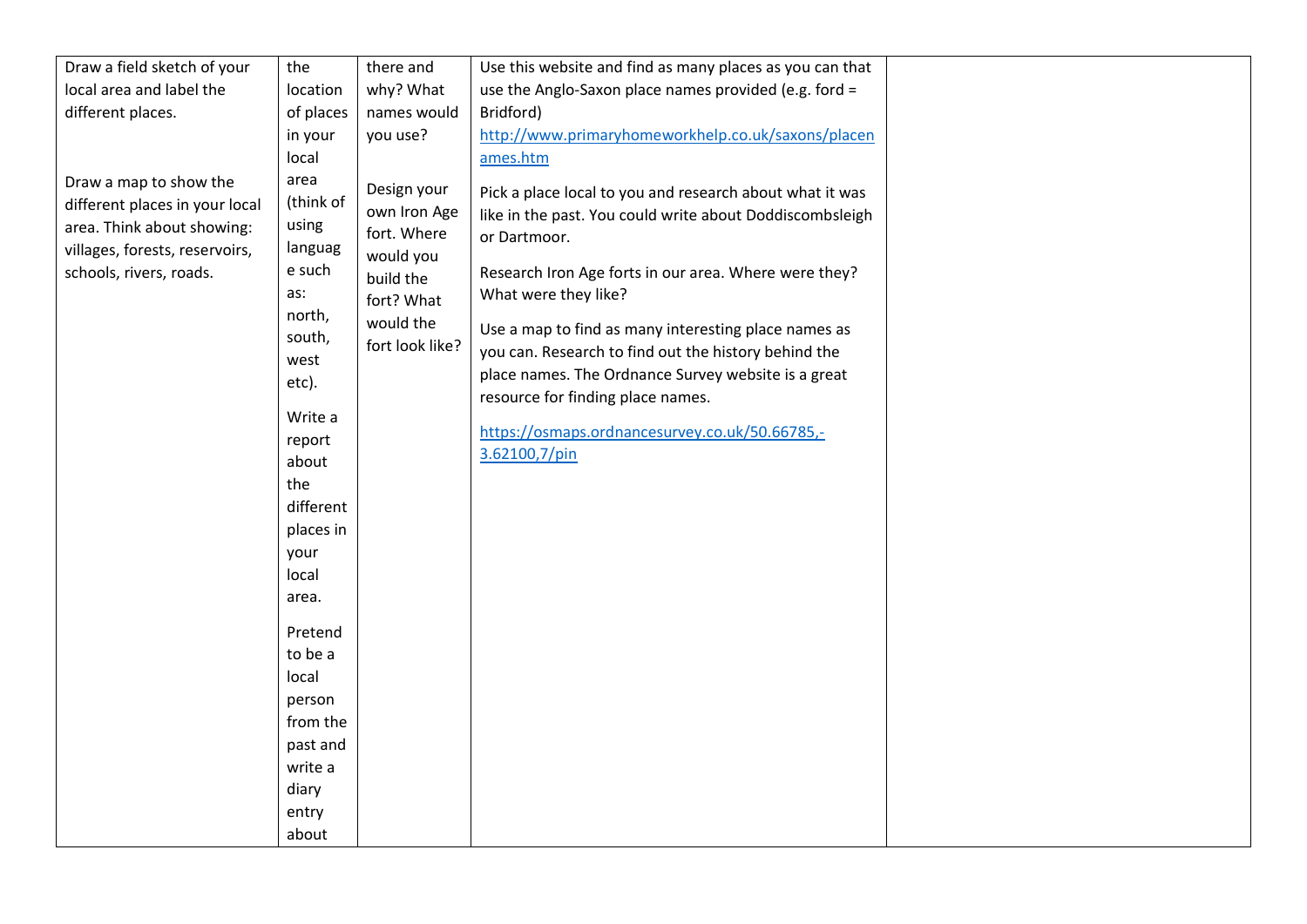| | | | | |
|---|---|---|---|---|
| Draw a field sketch of your local area and label the different places.<br><br>Draw a map to show the different places in your local area. Think about showing: villages, forests, reservoirs, schools, rivers, roads. | the location of places in your local area (think of using language such as: north, south, west etc).<br><br>Write a report about the different places in your local area.<br><br>Pretend to be a local person from the past and write a diary entry about | there and why? What names would you use?<br><br>Design your own Iron Age fort. Where would you build the fort? What would the fort look like? | Use this website and find as many places as you can that use the Anglo-Saxon place names provided (e.g. ford = Bridford)<br>[http://www.primaryhomeworkhelp.co.uk/saxons/placenames.htm](http://www.primaryhomeworkhelp.co.uk/saxons/placenames.htm)<br><br>Pick a place local to you and research about what it was like in the past. You could write about Doddiscombsleigh or Dartmoor.<br><br>Research Iron Age forts in our area. Where were they? What were they like?<br><br>Use a map to find as many interesting place names as you can. Research to find out the history behind the place names. The Ordnance Survey website is a great resource for finding place names.<br><br>[https://osmaps.ordnancesurvey.co.uk/50.66785,-3.62100,7/pin](https://osmaps.ordnancesurvey.co.uk/50.66785,-3.62100,7/pin) | |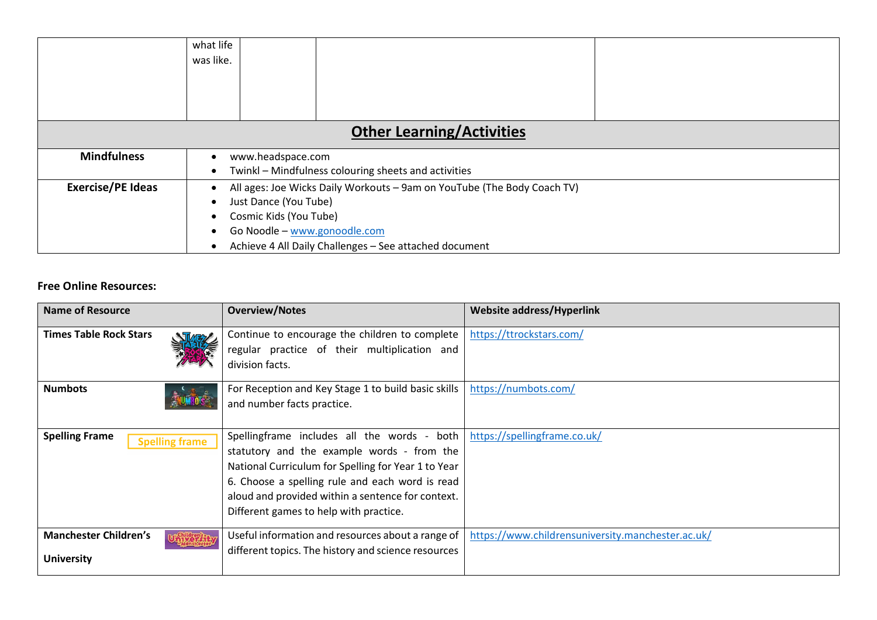|  | what life was like. |  |  |  |
|---|---|---|---|---|

## Other Learning/Activities

| | |
|---|---|
| **Mindfulness** | • www.headspace.com<br>• Twinkl – Mindfulness colouring sheets and activities |
| **Exercise/PE Ideas** | • All ages: Joe Wicks Daily Workouts – 9am on YouTube (The Body Coach TV)<br>• Just Dance (You Tube)<br>• Cosmic Kids (You Tube)<br>• Go Noodle – www.gonoodle.com<br>• Achieve 4 All Daily Challenges – See attached document |

**Free Online Resources:**

| Name of Resource | Overview/Notes | Website address/Hyperlink |
|---|---|---|
| **Times Table Rock Stars** | Continue to encourage the children to complete regular practice of their multiplication and division facts. | https://ttrockstars.com/ |
| **Numbots** | For Reception and Key Stage 1 to build basic skills and number facts practice. | https://numbots.com/ |
| **Spelling Frame** | Spellingframe includes all the words - both statutory and the example words - from the National Curriculum for Spelling for Year 1 to Year 6. Choose a spelling rule and each word is read aloud and provided within a sentence for context. Different games to help with practice. | https://spellingframe.co.uk/ |
| **Manchester Children's University** | Useful information and resources about a range of different topics. The history and science resources | https://www.childrensuniversity.manchester.ac.uk/ |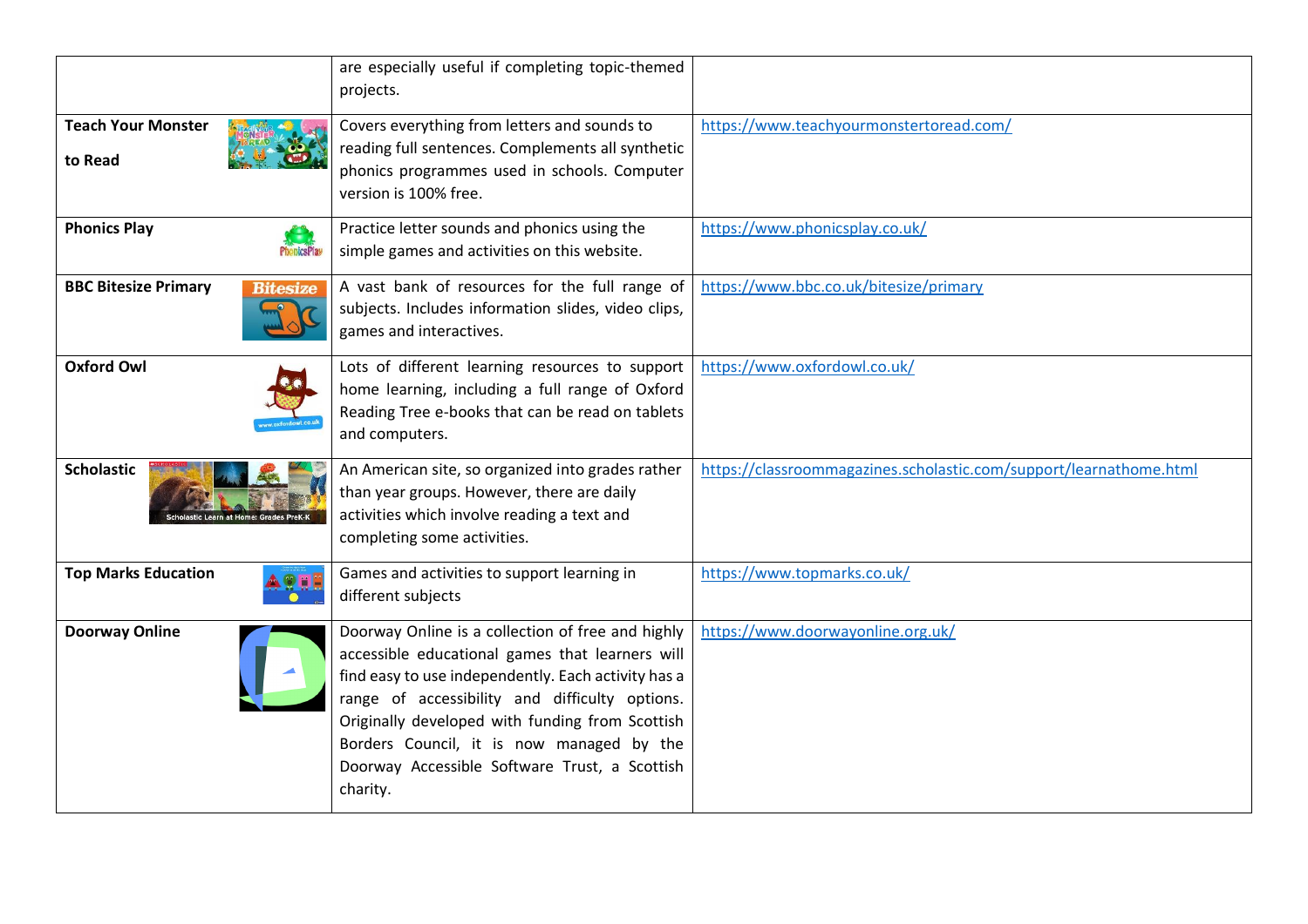| | | |
|---|---|---|
| | are especially useful if completing topic-themed projects. | |
| **Teach Your Monster to Read** | Covers everything from letters and sounds to reading full sentences. Complements all synthetic phonics programmes used in schools. Computer version is 100% free. | https://www.teachyourmonstertoread.com/ |
| **Phonics Play** | Practice letter sounds and phonics using the simple games and activities on this website. | https://www.phonicsplay.co.uk/ |
| **BBC Bitesize Primary** | A vast bank of resources for the full range of subjects. Includes information slides, video clips, games and interactives. | https://www.bbc.co.uk/bitesize/primary |
| **Oxford Owl** | Lots of different learning resources to support home learning, including a full range of Oxford Reading Tree e-books that can be read on tablets and computers. | https://www.oxfordowl.co.uk/ |
| **Scholastic** | An American site, so organized into grades rather than year groups. However, there are daily activities which involve reading a text and completing some activities. | https://classroommagazines.scholastic.com/support/learnathome.html |
| **Top Marks Education** | Games and activities to support learning in different subjects | https://www.topmarks.co.uk/ |
| **Doorway Online** | Doorway Online is a collection of free and highly accessible educational games that learners will find easy to use independently. Each activity has a range of accessibility and difficulty options. Originally developed with funding from Scottish Borders Council, it is now managed by the Doorway Accessible Software Trust, a Scottish charity. | https://www.doorwayonline.org.uk/ |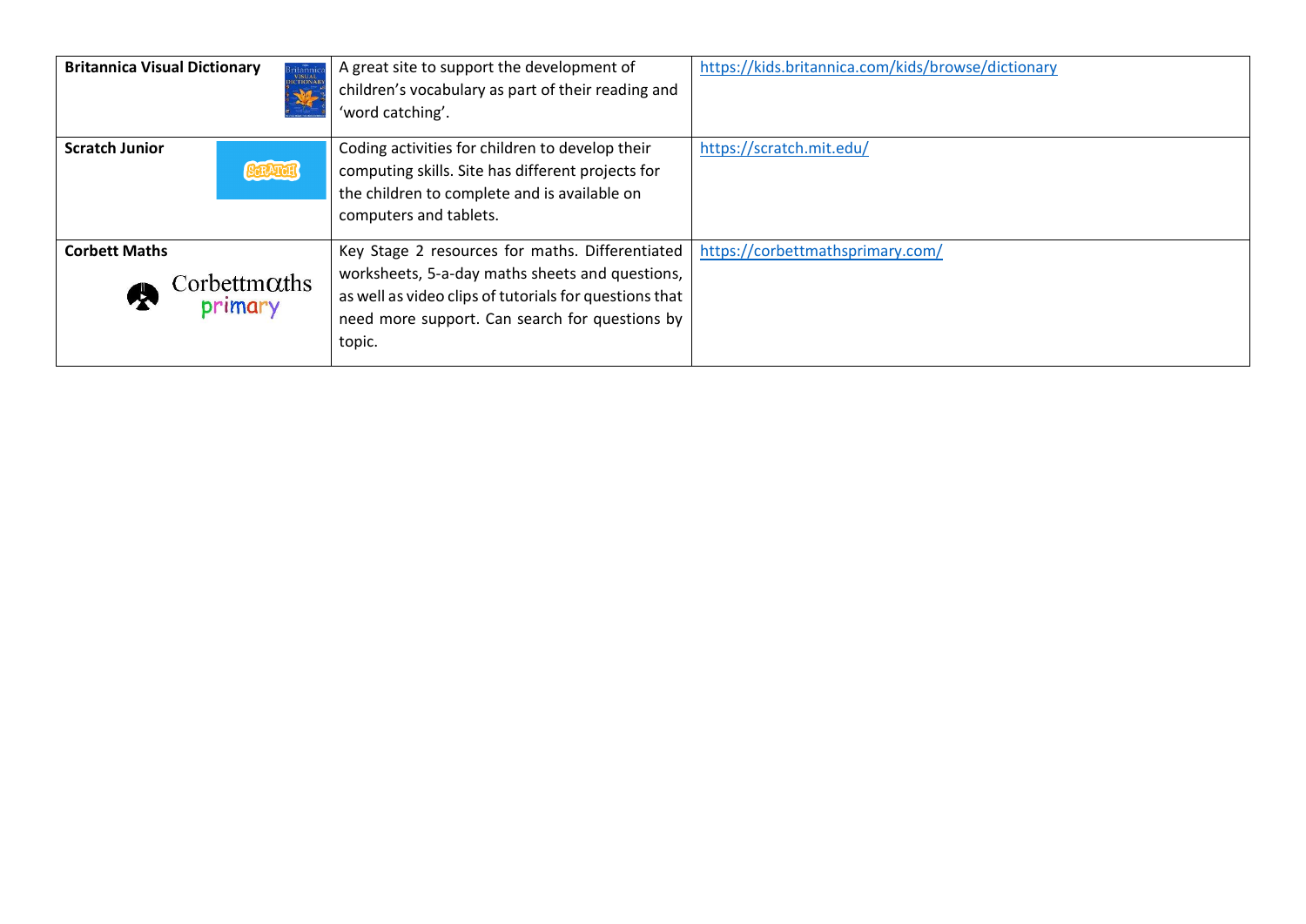| | | |
|---|---|---|
| **Britannica Visual Dictionary** | A great site to support the development of children's vocabulary as part of their reading and 'word catching'. | https://kids.britannica.com/kids/browse/dictionary |
| **Scratch Junior** | Coding activities for children to develop their computing skills. Site has different projects for the children to complete and is available on computers and tablets. | https://scratch.mit.edu/ |
| **Corbett Maths** | Key Stage 2 resources for maths. Differentiated worksheets, 5-a-day maths sheets and questions, as well as video clips of tutorials for questions that need more support. Can search for questions by topic. | https://corbettmathsprimary.com/ |